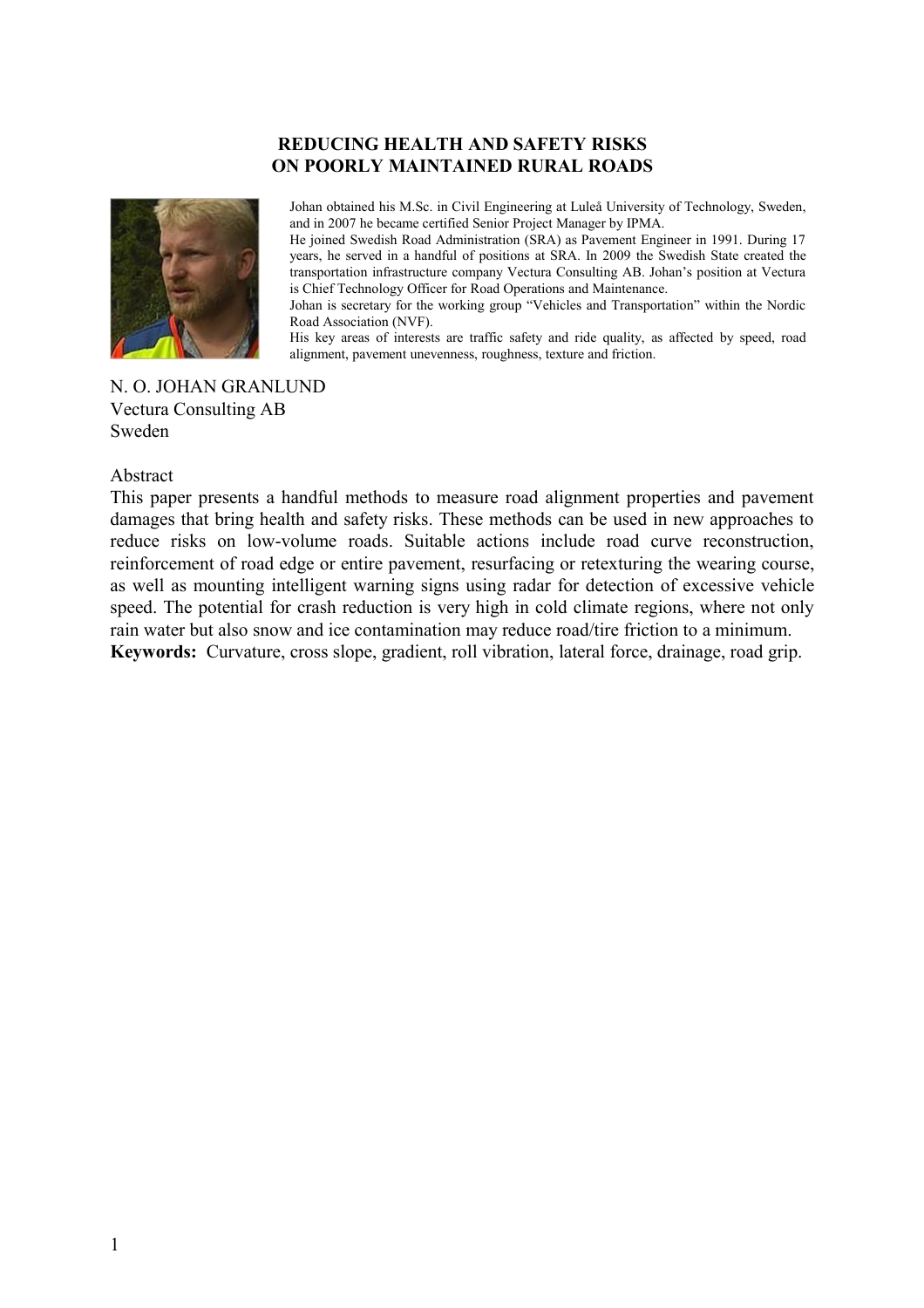# REDUCING HEALTH AND SAFETY RISKS ON POORLY MAINTAINED RURAL ROADS

Johan obtained his M.Sc. in Civil Engineering at Luleå University of Technology, Sweden, and in 2007 he became certified Senior Project Manager by IPMA.
He joined Swedish Road Administration (SRA) as Pavement Engineer in 1991. During 17 years, he served in a handful of positions at SRA. In 2009 the Swedish State created the transportation infrastructure company Vectura Consulting AB. Johan's position at Vectura is Chief Technology Officer for Road Operations and Maintenance.
Johan is secretary for the working group "Vehicles and Transportation" within the Nordic Road Association (NVF).
His key areas of interests are traffic safety and ride quality, as affected by speed, road alignment, pavement unevenness, roughness, texture and friction.

N. O. JOHAN GRANLUND
Vectura Consulting AB
Sweden

Abstract

This paper presents a handful methods to measure road alignment properties and pavement damages that bring health and safety risks. These methods can be used in new approaches to reduce risks on low-volume roads. Suitable actions include road curve reconstruction, reinforcement of road edge or entire pavement, resurfacing or retexturing the wearing course, as well as mounting intelligent warning signs using radar for detection of excessive vehicle speed. The potential for crash reduction is very high in cold climate regions, where not only rain water but also snow and ice contamination may reduce road/tire friction to a minimum.

**Keywords:** Curvature, cross slope, gradient, roll vibration, lateral force, drainage, road grip.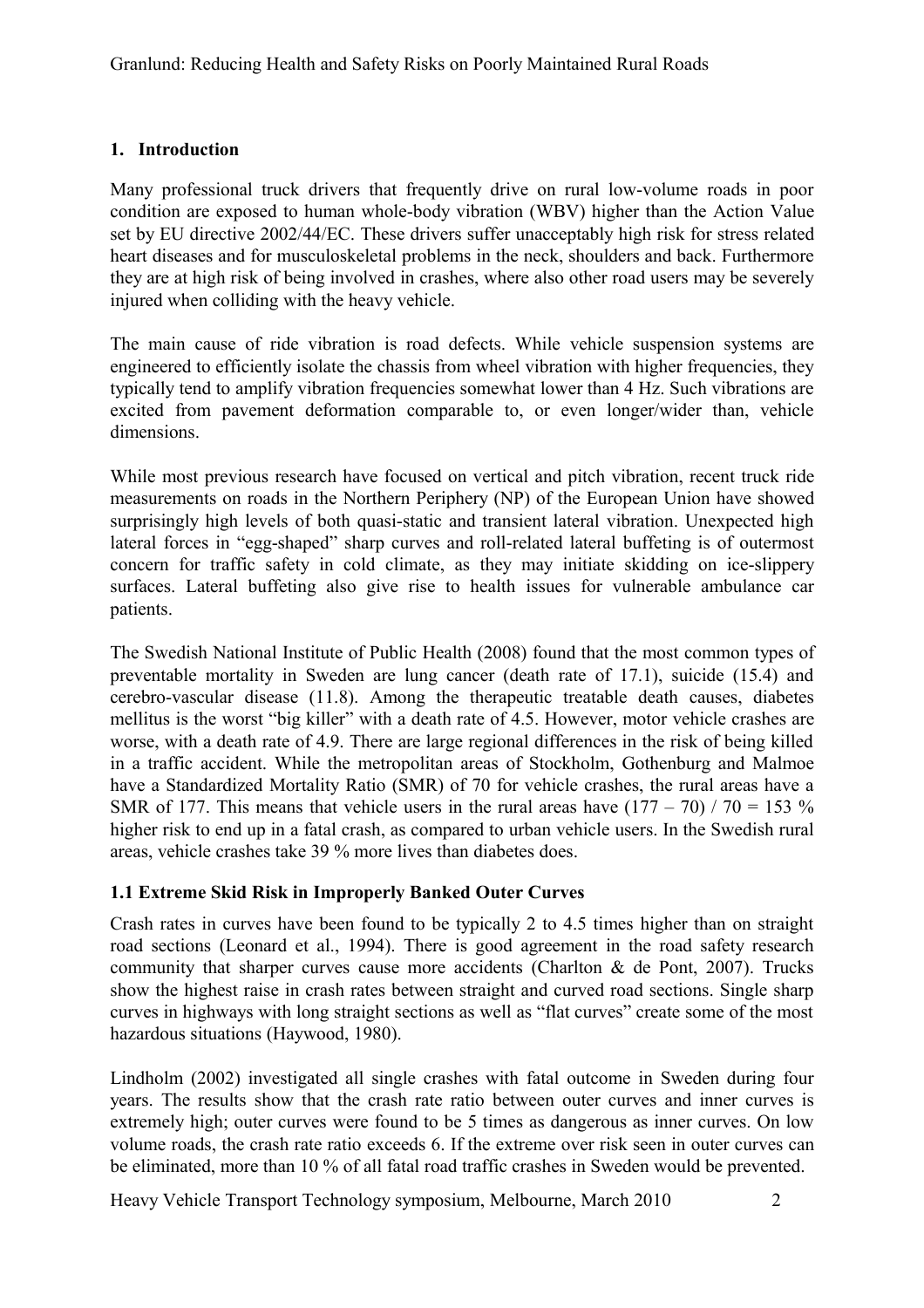## 1. Introduction

Many professional truck drivers that frequently drive on rural low-volume roads in poor condition are exposed to human whole-body vibration (WBV) higher than the Action Value set by EU directive 2002/44/EC. These drivers suffer unacceptably high risk for stress related heart diseases and for musculoskeletal problems in the neck, shoulders and back. Furthermore they are at high risk of being involved in crashes, where also other road users may be severely injured when colliding with the heavy vehicle.

The main cause of ride vibration is road defects. While vehicle suspension systems are engineered to efficiently isolate the chassis from wheel vibration with higher frequencies, they typically tend to amplify vibration frequencies somewhat lower than 4 Hz. Such vibrations are excited from pavement deformation comparable to, or even longer/wider than, vehicle dimensions.

While most previous research have focused on vertical and pitch vibration, recent truck ride measurements on roads in the Northern Periphery (NP) of the European Union have showed surprisingly high levels of both quasi-static and transient lateral vibration. Unexpected high lateral forces in "egg-shaped" sharp curves and roll-related lateral buffeting is of outermost concern for traffic safety in cold climate, as they may initiate skidding on ice-slippery surfaces. Lateral buffeting also give rise to health issues for vulnerable ambulance car patients.

The Swedish National Institute of Public Health (2008) found that the most common types of preventable mortality in Sweden are lung cancer (death rate of 17.1), suicide (15.4) and cerebro-vascular disease (11.8). Among the therapeutic treatable death causes, diabetes mellitus is the worst "big killer" with a death rate of 4.5. However, motor vehicle crashes are worse, with a death rate of 4.9. There are large regional differences in the risk of being killed in a traffic accident. While the metropolitan areas of Stockholm, Gothenburg and Malmoe have a Standardized Mortality Ratio (SMR) of 70 for vehicle crashes, the rural areas have a SMR of 177. This means that vehicle users in the rural areas have (177 – 70) / 70 = 153 % higher risk to end up in a fatal crash, as compared to urban vehicle users. In the Swedish rural areas, vehicle crashes take 39 % more lives than diabetes does.

### 1.1 Extreme Skid Risk in Improperly Banked Outer Curves

Crash rates in curves have been found to be typically 2 to 4.5 times higher than on straight road sections (Leonard et al., 1994). There is good agreement in the road safety research community that sharper curves cause more accidents (Charlton & de Pont, 2007). Trucks show the highest raise in crash rates between straight and curved road sections. Single sharp curves in highways with long straight sections as well as "flat curves" create some of the most hazardous situations (Haywood, 1980).

Lindholm (2002) investigated all single crashes with fatal outcome in Sweden during four years. The results show that the crash rate ratio between outer curves and inner curves is extremely high; outer curves were found to be 5 times as dangerous as inner curves. On low volume roads, the crash rate ratio exceeds 6. If the extreme over risk seen in outer curves can be eliminated, more than 10 % of all fatal road traffic crashes in Sweden would be prevented.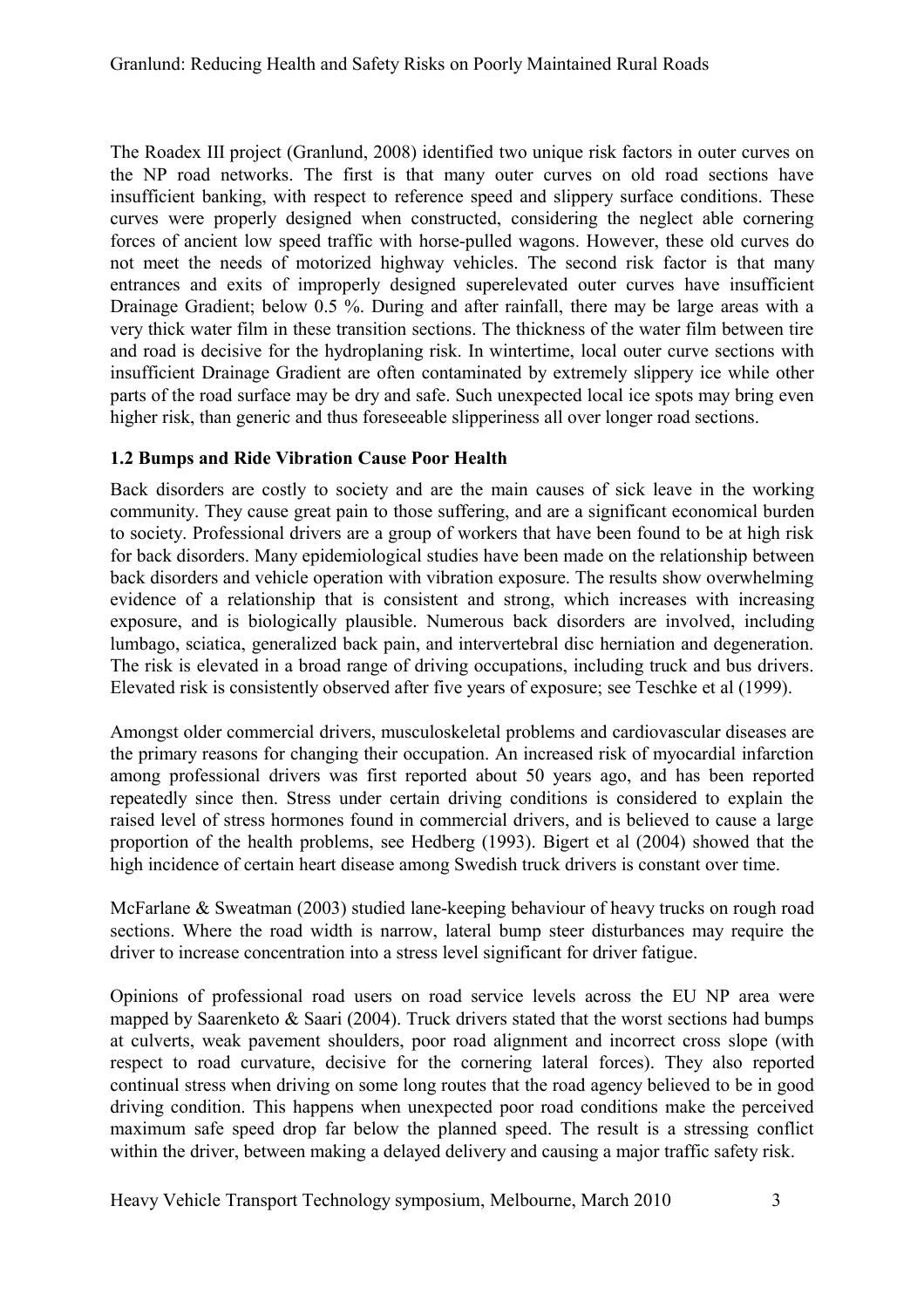The Roadex III project (Granlund, 2008) identified two unique risk factors in outer curves on the NP road networks. The first is that many outer curves on old road sections have insufficient banking, with respect to reference speed and slippery surface conditions. These curves were properly designed when constructed, considering the neglect able cornering forces of ancient low speed traffic with horse-pulled wagons. However, these old curves do not meet the needs of motorized highway vehicles. The second risk factor is that many entrances and exits of improperly designed superelevated outer curves have insufficient Drainage Gradient; below 0.5 %. During and after rainfall, there may be large areas with a very thick water film in these transition sections. The thickness of the water film between tire and road is decisive for the hydroplaning risk. In wintertime, local outer curve sections with insufficient Drainage Gradient are often contaminated by extremely slippery ice while other parts of the road surface may be dry and safe. Such unexpected local ice spots may bring even higher risk, than generic and thus foreseeable slipperiness all over longer road sections.

### 1.2 Bumps and Ride Vibration Cause Poor Health

Back disorders are costly to society and are the main causes of sick leave in the working community. They cause great pain to those suffering, and are a significant economical burden to society. Professional drivers are a group of workers that have been found to be at high risk for back disorders. Many epidemiological studies have been made on the relationship between back disorders and vehicle operation with vibration exposure. The results show overwhelming evidence of a relationship that is consistent and strong, which increases with increasing exposure, and is biologically plausible. Numerous back disorders are involved, including lumbago, sciatica, generalized back pain, and intervertebral disc herniation and degeneration. The risk is elevated in a broad range of driving occupations, including truck and bus drivers. Elevated risk is consistently observed after five years of exposure; see Teschke et al (1999).

Amongst older commercial drivers, musculoskeletal problems and cardiovascular diseases are the primary reasons for changing their occupation. An increased risk of myocardial infarction among professional drivers was first reported about 50 years ago, and has been reported repeatedly since then. Stress under certain driving conditions is considered to explain the raised level of stress hormones found in commercial drivers, and is believed to cause a large proportion of the health problems, see Hedberg (1993). Bigert et al (2004) showed that the high incidence of certain heart disease among Swedish truck drivers is constant over time.

McFarlane & Sweatman (2003) studied lane-keeping behaviour of heavy trucks on rough road sections. Where the road width is narrow, lateral bump steer disturbances may require the driver to increase concentration into a stress level significant for driver fatigue.

Opinions of professional road users on road service levels across the EU NP area were mapped by Saarenketo & Saari (2004). Truck drivers stated that the worst sections had bumps at culverts, weak pavement shoulders, poor road alignment and incorrect cross slope (with respect to road curvature, decisive for the cornering lateral forces). They also reported continual stress when driving on some long routes that the road agency believed to be in good driving condition. This happens when unexpected poor road conditions make the perceived maximum safe speed drop far below the planned speed. The result is a stressing conflict within the driver, between making a delayed delivery and causing a major traffic safety risk.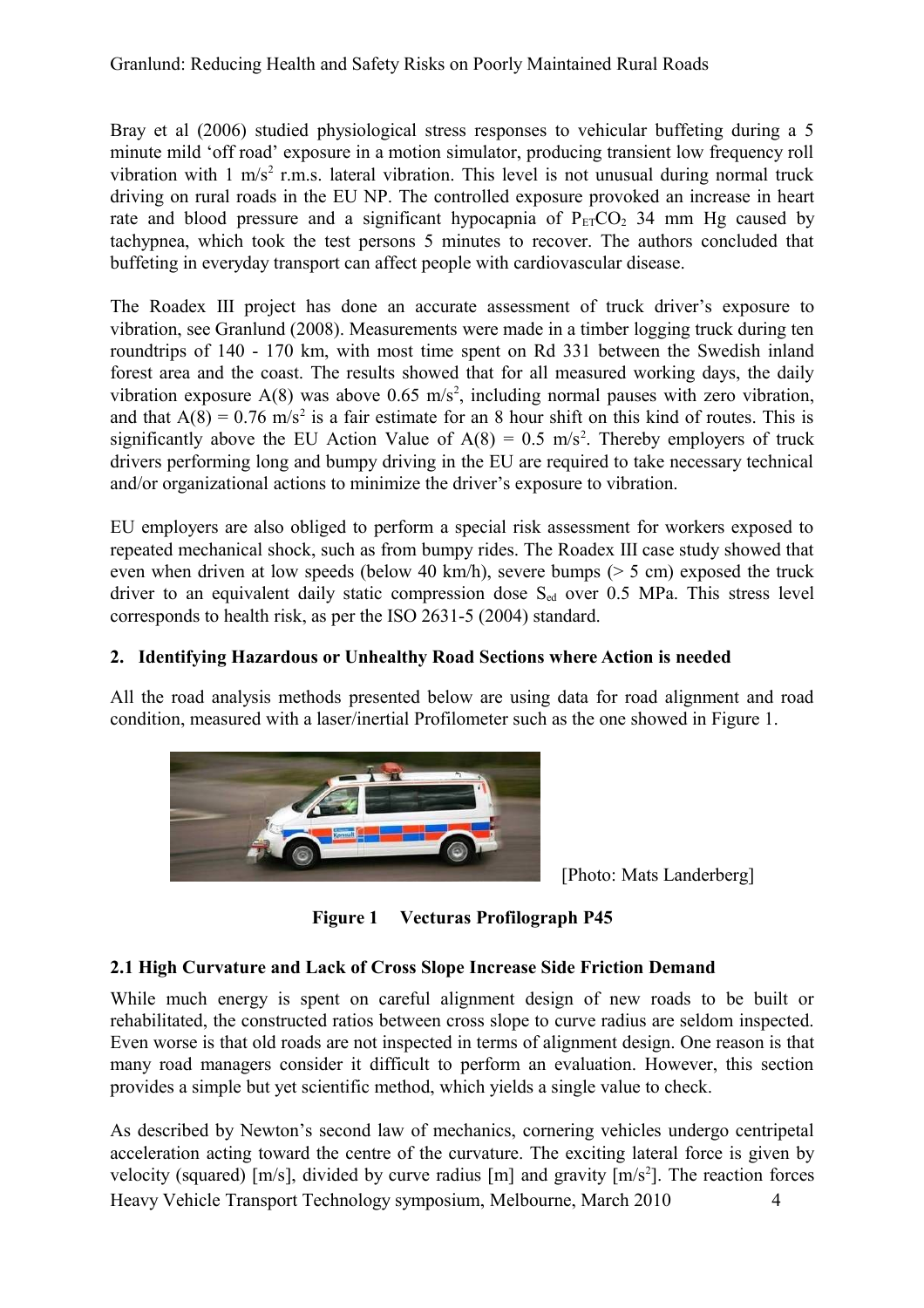Bray et al (2006) studied physiological stress responses to vehicular buffeting during a 5 minute mild 'off road' exposure in a motion simulator, producing transient low frequency roll vibration with 1 $m/s^2$ r.m.s. lateral vibration. This level is not unusual during normal truck driving on rural roads in the EU NP. The controlled exposure provoked an increase in heart rate and blood pressure and a significant hypocapnia of $P_{ET}CO_2$ 34 mm Hg caused by tachypnea, which took the test persons 5 minutes to recover. The authors concluded that buffeting in everyday transport can affect people with cardiovascular disease.

The Roadex III project has done an accurate assessment of truck driver's exposure to vibration, see Granlund (2008). Measurements were made in a timber logging truck during ten roundtrips of 140 - 170 km, with most time spent on Rd 331 between the Swedish inland forest area and the coast. The results showed that for all measured working days, the daily vibration exposure A(8) was above 0.65 $m/s^2$, including normal pauses with zero vibration, and that A(8) = 0.76 $m/s^2$ is a fair estimate for an 8 hour shift on this kind of routes. This is significantly above the EU Action Value of A(8) = 0.5 $m/s^2$. Thereby employers of truck drivers performing long and bumpy driving in the EU are required to take necessary technical and/or organizational actions to minimize the driver's exposure to vibration.

EU employers are also obliged to perform a special risk assessment for workers exposed to repeated mechanical shock, such as from bumpy rides. The Roadex III case study showed that even when driven at low speeds (below 40 km/h), severe bumps (> 5 cm) exposed the truck driver to an equivalent daily static compression dose $S_{ed}$ over 0.5 MPa. This stress level corresponds to health risk, as per the ISO 2631-5 (2004) standard.

## 2. Identifying Hazardous or Unhealthy Road Sections where Action is needed

All the road analysis methods presented below are using data for road alignment and road condition, measured with a laser/inertial Profilometer such as the one showed in Figure 1.

[Photo: Mats Landerberg]

**Figure 1 Vecturas Profilograph P45**

### 2.1 High Curvature and Lack of Cross Slope Increase Side Friction Demand

While much energy is spent on careful alignment design of new roads to be built or rehabilitated, the constructed ratios between cross slope to curve radius are seldom inspected. Even worse is that old roads are not inspected in terms of alignment design. One reason is that many road managers consider it difficult to perform an evaluation. However, this section provides a simple but yet scientific method, which yields a single value to check.

As described by Newton's second law of mechanics, cornering vehicles undergo centripetal acceleration acting toward the centre of the curvature. The exciting lateral force is given by velocity (squared) [m/s], divided by curve radius [m] and gravity [$m/s^2$]. The reaction forces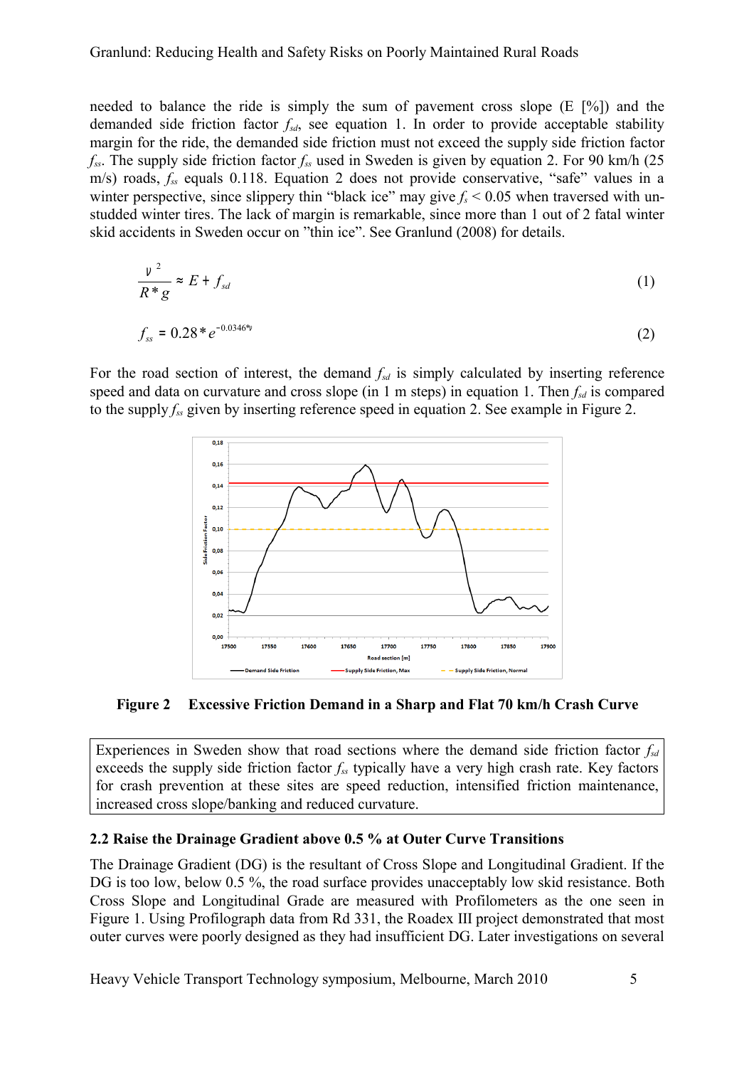needed to balance the ride is simply the sum of pavement cross slope (E [%]) and the demanded side friction factor $f_{sd}$, see equation 1. In order to provide acceptable stability margin for the ride, the demanded side friction must not exceed the supply side friction factor $f_{ss}$. The supply side friction factor $f_{ss}$ used in Sweden is given by equation 2. For 90 km/h (25 m/s) roads, $f_{ss}$ equals 0.118. Equation 2 does not provide conservative, "safe" values in a winter perspective, since slippery thin "black ice" may give $f_s < 0.05$ when traversed with un-studded winter tires. The lack of margin is remarkable, since more than 1 out of 2 fatal winter skid accidents in Sweden occur on "thin ice". See Granlund (2008) for details.

$$\frac{v^2}{R * g} \approx E + f_{sd} \tag{1}$$

$$f_{ss} = 0.28 * e^{-0.0346*v} \tag{2}$$

For the road section of interest, the demand $f_{sd}$ is simply calculated by inserting reference speed and data on curvature and cross slope (in 1 m steps) in equation 1. Then $f_{sd}$ is compared to the supply $f_{ss}$ given by inserting reference speed in equation 2. See example in Figure 2.

**Figure 2 Excessive Friction Demand in a Sharp and Flat 70 km/h Crash Curve**

> Experiences in Sweden show that road sections where the demand side friction factor $f_{sd}$ exceeds the supply side friction factor $f_{ss}$ typically have a very high crash rate. Key factors for crash prevention at these sites are speed reduction, intensified friction maintenance, increased cross slope/banking and reduced curvature.

### 2.2 Raise the Drainage Gradient above 0.5 % at Outer Curve Transitions

The Drainage Gradient (DG) is the resultant of Cross Slope and Longitudinal Gradient. If the DG is too low, below 0.5 %, the road surface provides unacceptably low skid resistance. Both Cross Slope and Longitudinal Grade are measured with Profilometers as the one seen in Figure 1. Using Profilograph data from Rd 331, the Roadex III project demonstrated that most outer curves were poorly designed as they had insufficient DG. Later investigations on several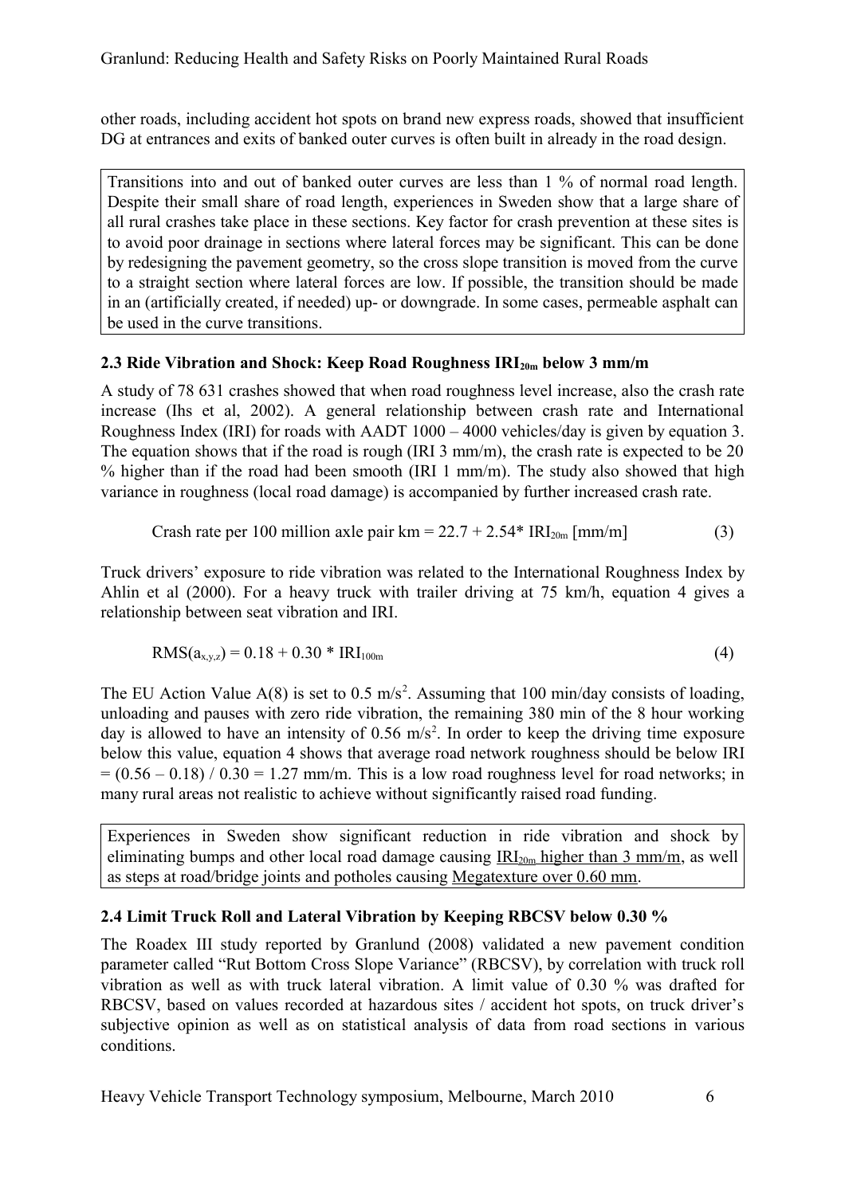other roads, including accident hot spots on brand new express roads, showed that insufficient DG at entrances and exits of banked outer curves is often built in already in the road design.

Transitions into and out of banked outer curves are less than 1 % of normal road length. Despite their small share of road length, experiences in Sweden show that a large share of all rural crashes take place in these sections. Key factor for crash prevention at these sites is to avoid poor drainage in sections where lateral forces may be significant. This can be done by redesigning the pavement geometry, so the cross slope transition is moved from the curve to a straight section where lateral forces are low. If possible, the transition should be made in an (artificially created, if needed) up- or downgrade. In some cases, permeable asphalt can be used in the curve transitions.

### 2.3 Ride Vibration and Shock: Keep Road Roughness $IRI_{20m}$ below 3 mm/m

A study of 78 631 crashes showed that when road roughness level increase, also the crash rate increase (Ihs et al, 2002). A general relationship between crash rate and International Roughness Index (IRI) for roads with AADT 1000 – 4000 vehicles/day is given by equation 3. The equation shows that if the road is rough (IRI 3 mm/m), the crash rate is expected to be 20 % higher than if the road had been smooth (IRI 1 mm/m). The study also showed that high variance in roughness (local road damage) is accompanied by further increased crash rate.

$$\text{Crash rate per 100 million axle pair km} = 22.7 + 2.54 * IRI_{20m} \text{ [mm/m]} \quad (3)$$

Truck drivers' exposure to ride vibration was related to the International Roughness Index by Ahlin et al (2000). For a heavy truck with trailer driving at 75 km/h, equation 4 gives a relationship between seat vibration and IRI.

$$RMS(a_{x,y,z}) = 0.18 + 0.30 * IRI_{100m} \quad (4)$$

The EU Action Value A(8) is set to 0.5 $m/s^2$. Assuming that 100 min/day consists of loading, unloading and pauses with zero ride vibration, the remaining 380 min of the 8 hour working day is allowed to have an intensity of 0.56 $m/s^2$. In order to keep the driving time exposure below this value, equation 4 shows that average road network roughness should be below IRI $= (0.56 - 0.18) / 0.30 = 1.27$ mm/m. This is a low road roughness level for road networks; in many rural areas not realistic to achieve without significantly raised road funding.

Experiences in Sweden show significant reduction in ride vibration and shock by eliminating bumps and other local road damage causing <u>$IRI_{20m}$ higher than 3 mm/m</u>, as well as steps at road/bridge joints and potholes causing <u>Megatexture over 0.60 mm</u>.

### 2.4 Limit Truck Roll and Lateral Vibration by Keeping RBCSV below 0.30 %

The Roadex III study reported by Granlund (2008) validated a new pavement condition parameter called "Rut Bottom Cross Slope Variance" (RBCSV), by correlation with truck roll vibration as well as with truck lateral vibration. A limit value of 0.30 % was drafted for RBCSV, based on values recorded at hazardous sites / accident hot spots, on truck driver's subjective opinion as well as on statistical analysis of data from road sections in various conditions.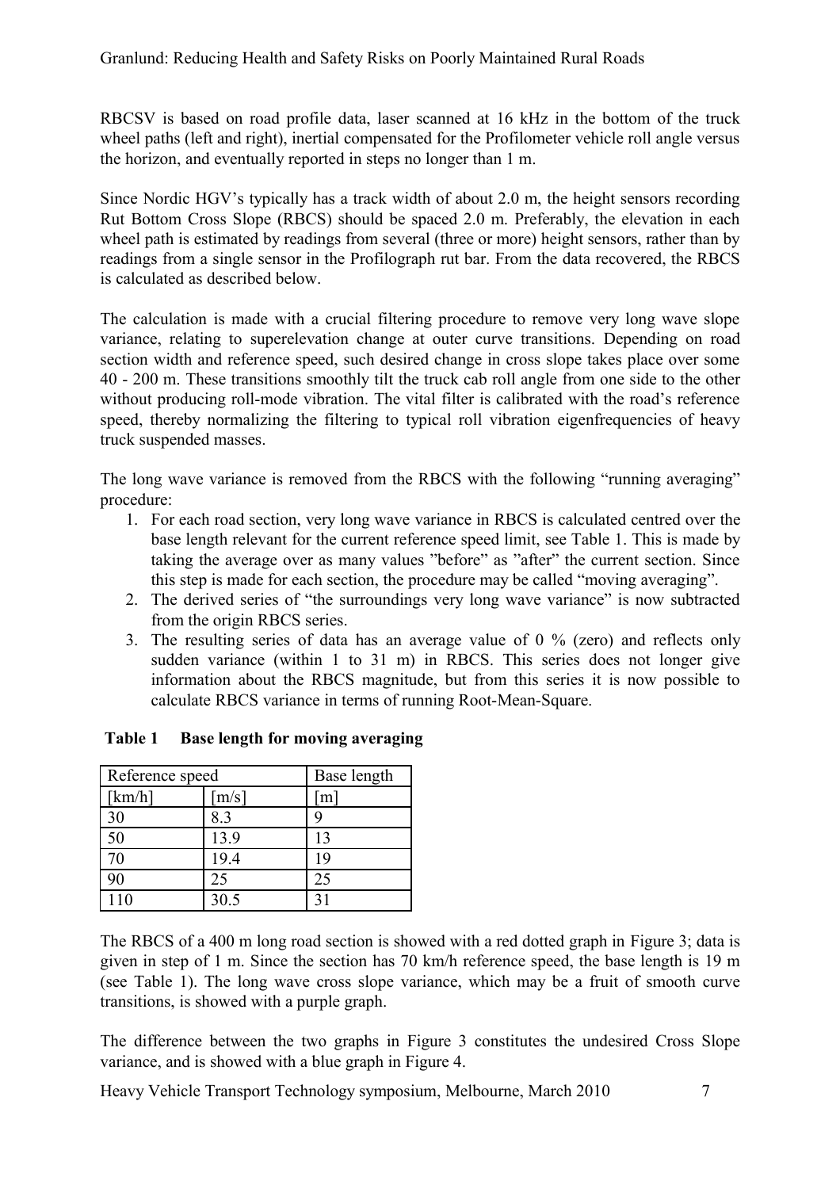RBCSV is based on road profile data, laser scanned at 16 kHz in the bottom of the truck wheel paths (left and right), inertial compensated for the Profilometer vehicle roll angle versus the horizon, and eventually reported in steps no longer than 1 m.

Since Nordic HGV's typically has a track width of about 2.0 m, the height sensors recording Rut Bottom Cross Slope (RBCS) should be spaced 2.0 m. Preferably, the elevation in each wheel path is estimated by readings from several (three or more) height sensors, rather than by readings from a single sensor in the Profilograph rut bar. From the data recovered, the RBCS is calculated as described below.

The calculation is made with a crucial filtering procedure to remove very long wave slope variance, relating to superelevation change at outer curve transitions. Depending on road section width and reference speed, such desired change in cross slope takes place over some 40 - 200 m. These transitions smoothly tilt the truck cab roll angle from one side to the other without producing roll-mode vibration. The vital filter is calibrated with the road's reference speed, thereby normalizing the filtering to typical roll vibration eigenfrequencies of heavy truck suspended masses.

The long wave variance is removed from the RBCS with the following "running averaging" procedure:

1. For each road section, very long wave variance in RBCS is calculated centred over the base length relevant for the current reference speed limit, see Table 1. This is made by taking the average over as many values "before" as "after" the current section. Since this step is made for each section, the procedure may be called "moving averaging".
2. The derived series of "the surroundings very long wave variance" is now subtracted from the origin RBCS series.
3. The resulting series of data has an average value of 0 % (zero) and reflects only sudden variance (within 1 to 31 m) in RBCS. This series does not longer give information about the RBCS magnitude, but from this series it is now possible to calculate RBCS variance in terms of running Root-Mean-Square.

**Table 1 Base length for moving averaging**

| Reference speed | | Base length |
|---|---|---|
| [km/h] | [m/s] | [m] |
| 30 | 8.3 | 9 |
| 50 | 13.9 | 13 |
| 70 | 19.4 | 19 |
| 90 | 25 | 25 |
| 110 | 30.5 | 31 |

The RBCS of a 400 m long road section is showed with a red dotted graph in Figure 3; data is given in step of 1 m. Since the section has 70 km/h reference speed, the base length is 19 m (see Table 1). The long wave cross slope variance, which may be a fruit of smooth curve transitions, is showed with a purple graph.

The difference between the two graphs in Figure 3 constitutes the undesired Cross Slope variance, and is showed with a blue graph in Figure 4.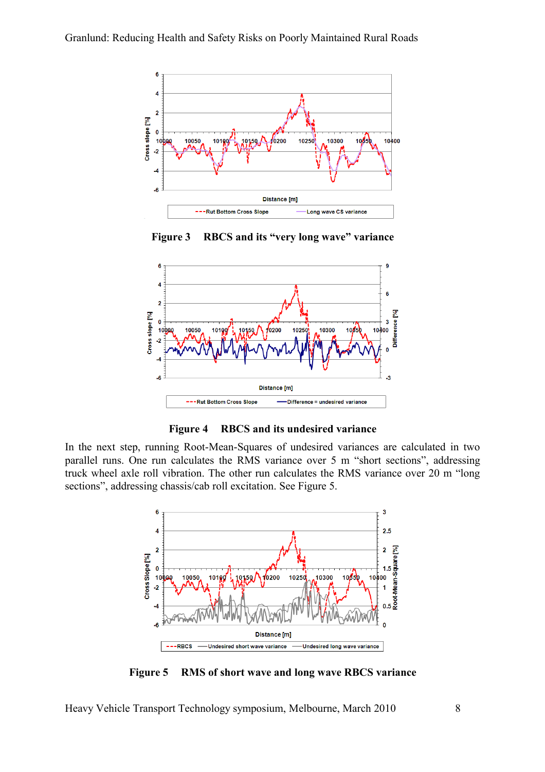**Figure 3 RBCS and its "very long wave" variance**

**Figure 4 RBCS and its undesired variance**

In the next step, running Root-Mean-Squares of undesired variances are calculated in two parallel runs. One run calculates the RMS variance over 5 m "short sections", addressing truck wheel axle roll vibration. The other run calculates the RMS variance over 20 m "long sections", addressing chassis/cab roll excitation. See Figure 5.

**Figure 5 RMS of short wave and long wave RBCS variance**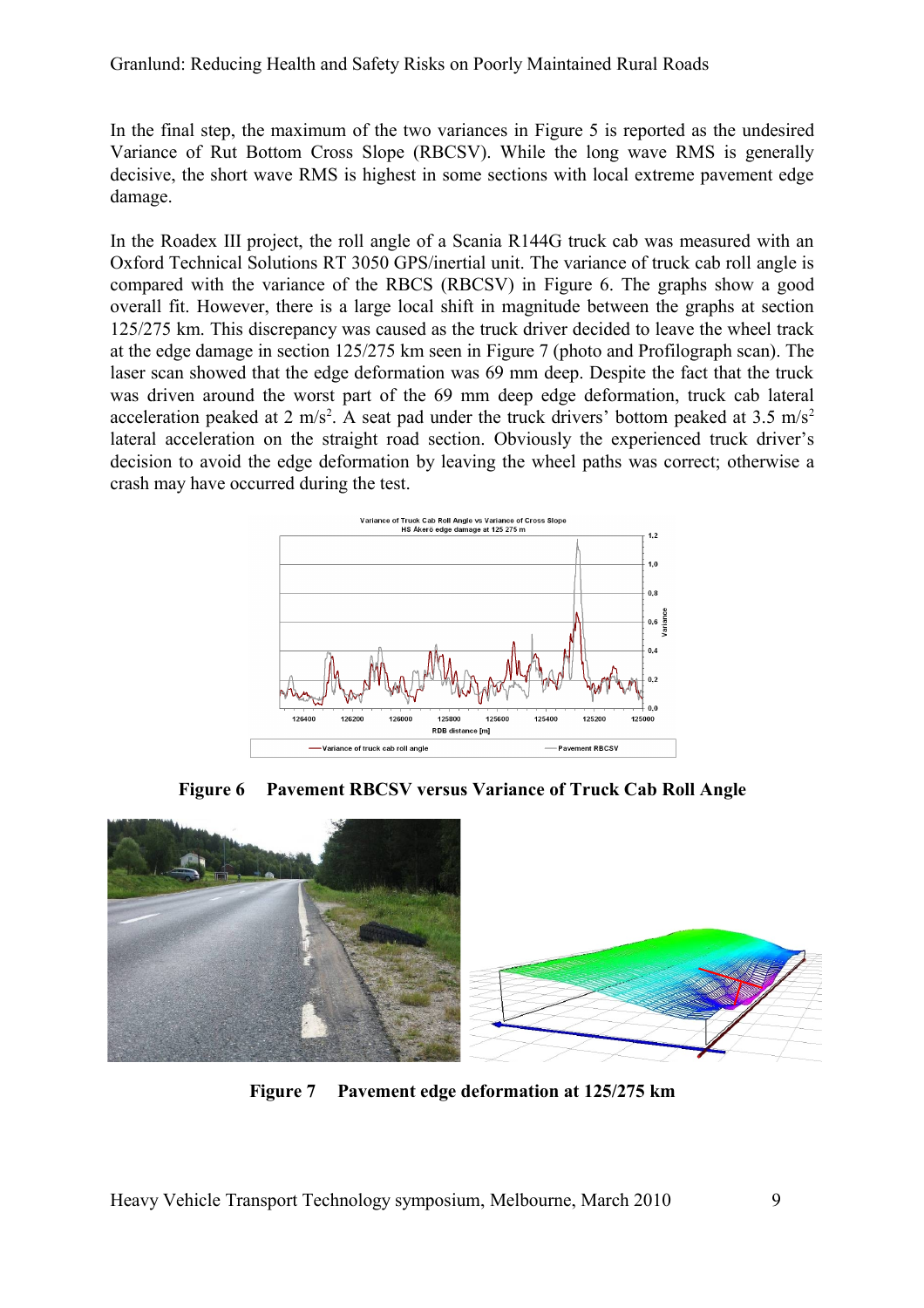In the final step, the maximum of the two variances in Figure 5 is reported as the undesired Variance of Rut Bottom Cross Slope (RBCSV). While the long wave RMS is generally decisive, the short wave RMS is highest in some sections with local extreme pavement edge damage.

In the Roadex III project, the roll angle of a Scania R144G truck cab was measured with an Oxford Technical Solutions RT 3050 GPS/inertial unit. The variance of truck cab roll angle is compared with the variance of the RBCS (RBCSV) in Figure 6. The graphs show a good overall fit. However, there is a large local shift in magnitude between the graphs at section 125/275 km. This discrepancy was caused as the truck driver decided to leave the wheel track at the edge damage in section 125/275 km seen in Figure 7 (photo and Profilograph scan). The laser scan showed that the edge deformation was 69 mm deep. Despite the fact that the truck was driven around the worst part of the 69 mm deep edge deformation, truck cab lateral acceleration peaked at 2 $m/s^2$. A seat pad under the truck drivers' bottom peaked at 3.5 $m/s^2$ lateral acceleration on the straight road section. Obviously the experienced truck driver's decision to avoid the edge deformation by leaving the wheel paths was correct; otherwise a crash may have occurred during the test.

**Figure 6 Pavement RBCSV versus Variance of Truck Cab Roll Angle**

**Figure 7 Pavement edge deformation at 125/275 km**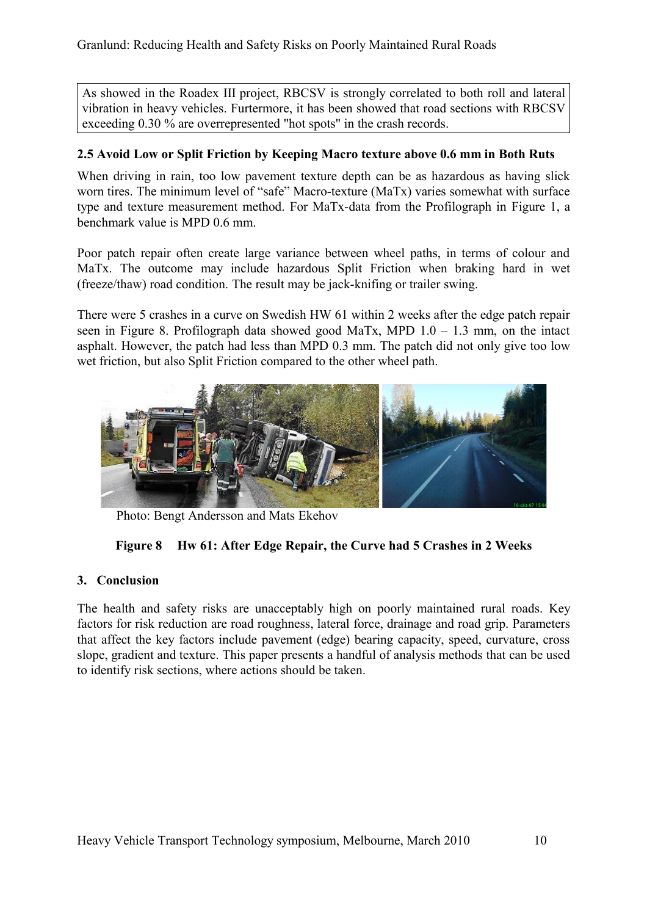As showed in the Roadex III project, RBCSV is strongly correlated to both roll and lateral vibration in heavy vehicles. Furtermore, it has been showed that road sections with RBCSV exceeding 0.30 % are overrepresented "hot spots" in the crash records.

### 2.5 Avoid Low or Split Friction by Keeping Macro texture above 0.6 mm in Both Ruts

When driving in rain, too low pavement texture depth can be as hazardous as having slick worn tires. The minimum level of "safe" Macro-texture (MaTx) varies somewhat with surface type and texture measurement method. For MaTx-data from the Profilograph in Figure 1, a benchmark value is MPD 0.6 mm.

Poor patch repair often create large variance between wheel paths, in terms of colour and MaTx. The outcome may include hazardous Split Friction when braking hard in wet (freeze/thaw) road condition. The result may be jack-knifing or trailer swing.

There were 5 crashes in a curve on Swedish HW 61 within 2 weeks after the edge patch repair seen in Figure 8. Profilograph data showed good MaTx, MPD 1.0 – 1.3 mm, on the intact asphalt. However, the patch had less than MPD 0.3 mm. The patch did not only give too low wet friction, but also Split Friction compared to the other wheel path.

Photo: Bengt Andersson and Mats Ekehov

**Figure 8 Hw 61: After Edge Repair, the Curve had 5 Crashes in 2 Weeks**

## 3. Conclusion

The health and safety risks are unacceptably high on poorly maintained rural roads. Key factors for risk reduction are road roughness, lateral force, drainage and road grip. Parameters that affect the key factors include pavement (edge) bearing capacity, speed, curvature, cross slope, gradient and texture. This paper presents a handful of analysis methods that can be used to identify risk sections, where actions should be taken.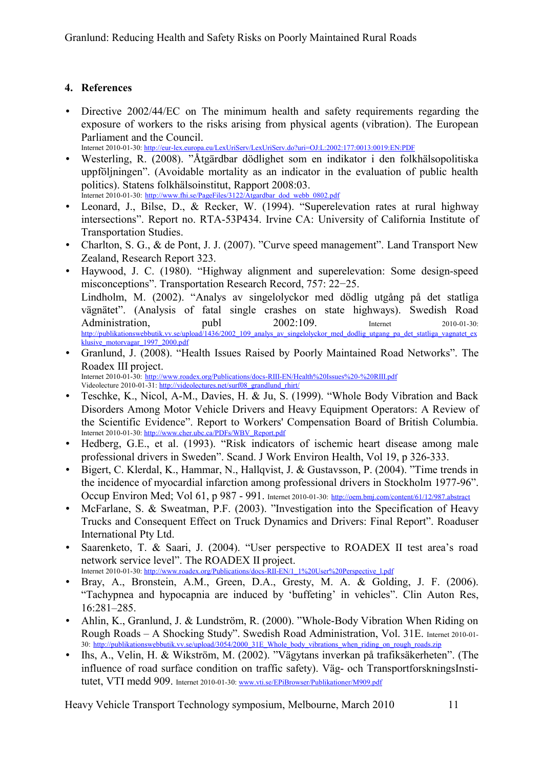## 4. References

- Directive 2002/44/EC on The minimum health and safety requirements regarding the exposure of workers to the risks arising from physical agents (vibration). The European Parliament and the Council. Internet 2010-01-30: http://eur-lex.europa.eu/LexUriServ/LexUriServ.do?uri=OJ:L:2002:177:0013:0019:EN:PDF
- Westerling, R. (2008). ”Åtgärdbar dödlighet som en indikator i den folkhälsopolitiska uppföljningen”. (Avoidable mortality as an indicator in the evaluation of public health politics). Statens folkhälsoinstitut, Rapport 2008:03. Internet 2010-01-30: http://www.fhi.se/PageFiles/3122/Atgardbar_dod_webb_0802.pdf
- Leonard, J., Bilse, D., & Recker, W. (1994). “Superelevation rates at rural highway intersections”. Report no. RTA-53P434. Irvine CA: University of California Institute of Transportation Studies.
- Charlton, S. G., & de Pont, J. J. (2007). ”Curve speed management”. Land Transport New Zealand, Research Report 323.
- Haywood, J. C. (1980). “Highway alignment and superelevation: Some design-speed misconceptions”. Transportation Research Record, 757: 22−25.
  Lindholm, M. (2002). “Analys av singelolyckor med dödlig utgång på det statliga vägnätet”. (Analysis of fatal single crashes on state highways). Swedish Road Administration, publ 2002:109. Internet 2010-01-30: http://publikationswebbutik.vv.se/upload/1436/2002_109_analys_av_singelolyckor_med_dodlig_utgang_pa_det_statliga_vagnatet_exklusive_motorvagar_1997_2000.pdf
- Granlund, J. (2008). “Health Issues Raised by Poorly Maintained Road Networks”. The Roadex III project. Internet 2010-01-30: http://www.roadex.org/Publications/docs-RIII-EN/Health%20Issues%20-%20RIII.pdf Videolecture 2010-01-31: http://videolectures.net/surf08_grandlund_rhirt/
- Teschke, K., Nicol, A-M., Davies, H. & Ju, S. (1999). “Whole Body Vibration and Back Disorders Among Motor Vehicle Drivers and Heavy Equipment Operators: A Review of the Scientific Evidence”. Report to Workers' Compensation Board of British Columbia. Internet 2010-01-30: http://www.cher.ubc.ca/PDFs/WBV_Report.pdf
- Hedberg, G.E., et al. (1993). “Risk indicators of ischemic heart disease among male professional drivers in Sweden”. Scand. J Work Environ Health, Vol 19, p 326-333.
- Bigert, C. Klerdal, K., Hammar, N., Hallqvist, J. & Gustavsson, P. (2004). ”Time trends in the incidence of myocardial infarction among professional drivers in Stockholm 1977-96”. Occup Environ Med; Vol 61, p 987 - 991. Internet 2010-01-30: http://oem.bmj.com/content/61/12/987.abstract
- McFarlane, S. & Sweatman, P.F. (2003). ”Investigation into the Specification of Heavy Trucks and Consequent Effect on Truck Dynamics and Drivers: Final Report”. Roaduser International Pty Ltd.
- Saarenketo, T. & Saari, J. (2004). “User perspective to ROADEX II test area’s road network service level”. The ROADEX II project. Internet 2010-01-30: http://www.roadex.org/Publications/docs-RII-EN/1_1%20User%20Perspective_l.pdf
- Bray, A., Bronstein, A.M., Green, D.A., Gresty, M. A. & Golding, J. F. (2006). “Tachypnea and hypocapnia are induced by ‘buffeting’ in vehicles”. Clin Auton Res, 16:281–285.
- Ahlin, K., Granlund, J. & Lundström, R. (2000). ”Whole-Body Vibration When Riding on Rough Roads – A Shocking Study”. Swedish Road Administration, Vol. 31E. Internet 2010-01-30: http://publikationswebbutik.vv.se/upload/3054/2000_31E_Whole_body_vibrations_when_riding_on_rough_roads.zip
- Ihs, A., Velin, H. & Wikström, M. (2002). ”Vägytans inverkan på trafiksäkerheten”. (The influence of road surface condition on traffic safety). Väg- och TransportforskningsInstitutet, VTI medd 909. Internet 2010-01-30: www.vti.se/EPiBrowser/Publikationer/M909.pdf